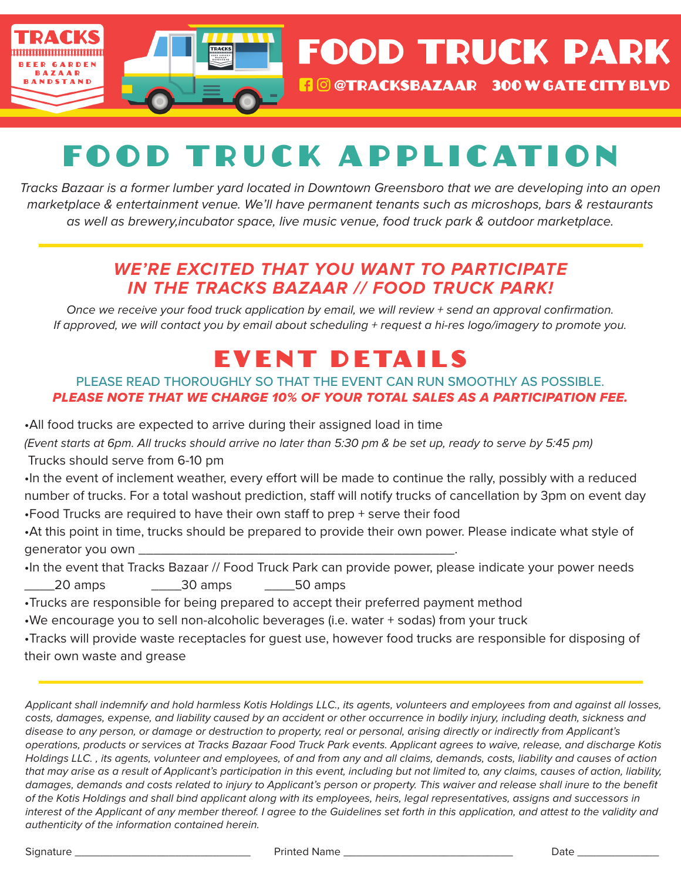TRACKS
BEER GARDEN
BAZAAR
BANDSTAND

# FOOD TRUCK PARK

@TRACKSBAZAAR 300 W GATE CITY BLVD

# FOOD TRUCK APPLICATION

*Tracks Bazaar is a former lumber yard located in Downtown Greensboro that we are developing into an open marketplace & entertainment venue. We'll have permanent tenants such as microshops, bars & restaurants as well as brewery,incubator space, live music venue, food truck park & outdoor marketplace.*

## *WE'RE EXCITED THAT YOU WANT TO PARTICIPATE IN THE TRACKS BAZAAR // FOOD TRUCK PARK!*

*Once we receive your food truck application by email, we will review + send an approval confirmation. If approved, we will contact you by email about scheduling + request a hi-res logo/imagery to promote you.*

## EVENT DETAILS

PLEASE READ THOROUGHLY SO THAT THE EVENT CAN RUN SMOOTHLY AS POSSIBLE.

***PLEASE NOTE THAT WE CHARGE 10% OF YOUR TOTAL SALES AS A PARTICIPATION FEE.***

•All food trucks are expected to arrive during their assigned load in time
*(Event starts at 6pm. All trucks should arrive no later than 5:30 pm & be set up, ready to serve by 5:45 pm)*
Trucks should serve from 6-10 pm

•In the event of inclement weather, every effort will be made to continue the rally, possibly with a reduced number of trucks. For a total washout prediction, staff will notify trucks of cancellation by 3pm on event day

•Food Trucks are required to have their own staff to prep + serve their food

•At this point in time, trucks should be prepared to provide their own power. Please indicate what style of generator you own ______________________________________________.

•In the event that Tracks Bazaar // Food Truck Park can provide power, please indicate your power needs
_____20 amps _____30 amps _____50 amps

•Trucks are responsible for being prepared to accept their preferred payment method

•We encourage you to sell non-alcoholic beverages (i.e. water + sodas) from your truck

•Tracks will provide waste receptacles for guest use, however food trucks are responsible for disposing of their own waste and grease

*Applicant shall indemnify and hold harmless Kotis Holdings LLC., its agents, volunteers and employees from and against all losses, costs, damages, expense, and liability caused by an accident or other occurrence in bodily injury, including death, sickness and disease to any person, or damage or destruction to property, real or personal, arising directly or indirectly from Applicant's operations, products or services at Tracks Bazaar Food Truck Park events. Applicant agrees to waive, release, and discharge Kotis Holdings LLC. , its agents, volunteer and employees, of and from any and all claims, demands, costs, liability and causes of action that may arise as a result of Applicant's participation in this event, including but not limited to, any claims, causes of action, liability, damages, demands and costs related to injury to Applicant's person or property. This waiver and release shall inure to the benefit of the Kotis Holdings and shall bind applicant along with its employees, heirs, legal representatives, assigns and successors in interest of the Applicant of any member thereof. I agree to the Guidelines set forth in this application, and attest to the validity and authenticity of the information contained herein.*

Signature ______________________________ Printed Name ______________________________ Date ______________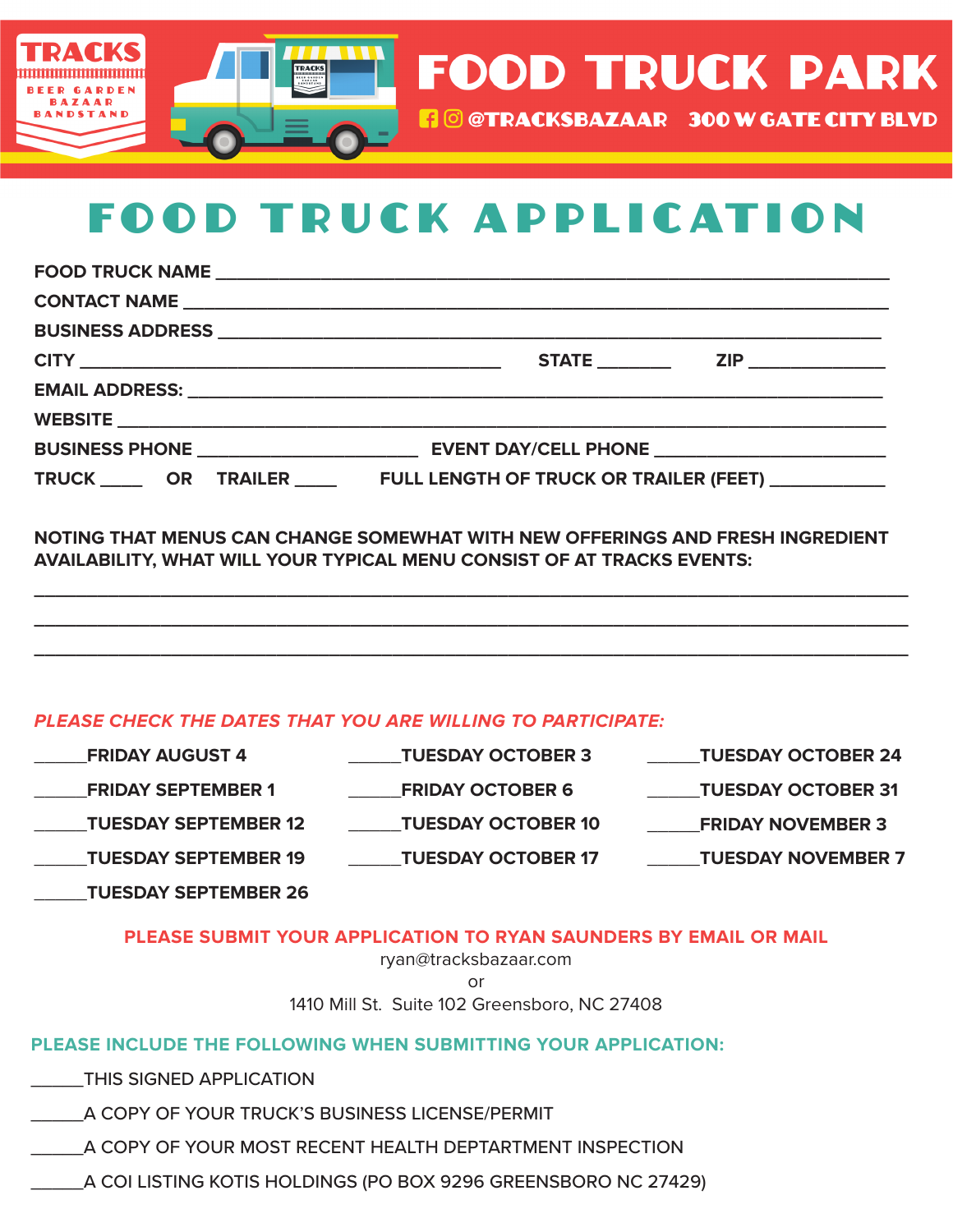TRACKS
BEER GARDEN
BAZAAR
BANDSTAND

# FOOD TRUCK PARK

@TRACKSBAZAAR 300 W GATE CITY BLVD

## FOOD TRUCK APPLICATION

FOOD TRUCK NAME ______________________________________________

CONTACT NAME ______________________________________________

BUSINESS ADDRESS ______________________________________________

CITY ____________________________ STATE ________ ZIP ______________

EMAIL ADDRESS: ______________________________________________

WEBSITE ______________________________________________

BUSINESS PHONE ______________________ EVENT DAY/CELL PHONE ______________________

TRUCK _____ OR TRAILER _____ FULL LENGTH OF TRUCK OR TRAILER (FEET) ____________

NOTING THAT MENUS CAN CHANGE SOMEWHAT WITH NEW OFFERINGS AND FRESH INGREDIENT AVAILABILITY, WHAT WILL YOUR TYPICAL MENU CONSIST OF AT TRACKS EVENTS:

______________________________________________________________________

______________________________________________________________________

______________________________________________________________________

*PLEASE CHECK THE DATES THAT YOU ARE WILLING TO PARTICIPATE:*

______FRIDAY AUGUST 4

______FRIDAY SEPTEMBER 1

______TUESDAY SEPTEMBER 12

______TUESDAY SEPTEMBER 19

______TUESDAY SEPTEMBER 26

______TUESDAY OCTOBER 3

______FRIDAY OCTOBER 6

______TUESDAY OCTOBER 10

______TUESDAY OCTOBER 17

______TUESDAY OCTOBER 24

______TUESDAY OCTOBER 31

______FRIDAY NOVEMBER 3

______TUESDAY NOVEMBER 7

**PLEASE SUBMIT YOUR APPLICATION TO RYAN SAUNDERS BY EMAIL OR MAIL**

ryan@tracksbazaar.com

or

1410 Mill St. Suite 102 Greensboro, NC 27408

**PLEASE INCLUDE THE FOLLOWING WHEN SUBMITTING YOUR APPLICATION:**

______THIS SIGNED APPLICATION

______A COPY OF YOUR TRUCK'S BUSINESS LICENSE/PERMIT

______A COPY OF YOUR MOST RECENT HEALTH DEPTARTMENT INSPECTION

______A COI LISTING KOTIS HOLDINGS (PO BOX 9296 GREENSBORO NC 27429)